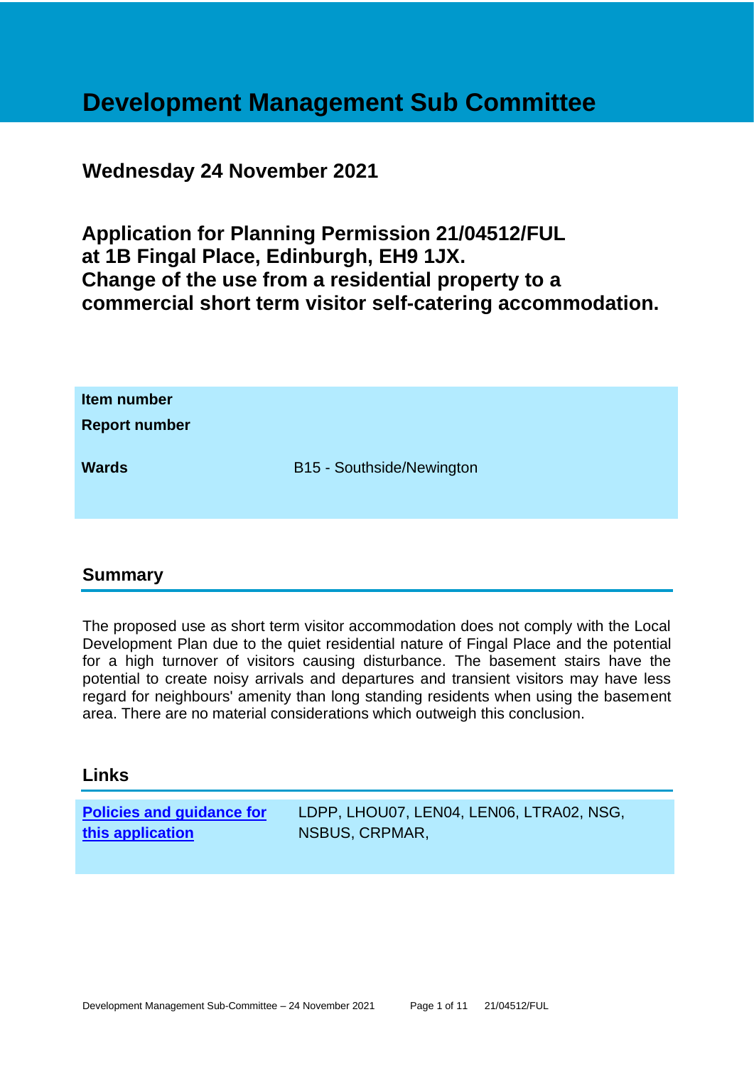# Development Management Sub Committee

## Wednesday 24 November 2021

## Application for Planning Permission 21/04512/FUL at 1B Fingal Place, Edinburgh, EH9 1JX. Change of the use from a residential property to a commercial short term visitor self-catering accommodation.

| | |
|---|---|
| **Item number** | |
| **Report number** | |
| **Wards** | B15 - Southside/Newington |

## Summary

The proposed use as short term visitor accommodation does not comply with the Local Development Plan due to the quiet residential nature of Fingal Place and the potential for a high turnover of visitors causing disturbance. The basement stairs have the potential to create noisy arrivals and departures and transient visitors may have less regard for neighbours' amenity than long standing residents when using the basement area. There are no material considerations which outweigh this conclusion.

## Links

| | |
|---|---|
| **Policies and guidance for this application** | LDPP, LHOU07, LEN04, LEN06, LTRA02, NSG, NSBUS, CRPMAR, |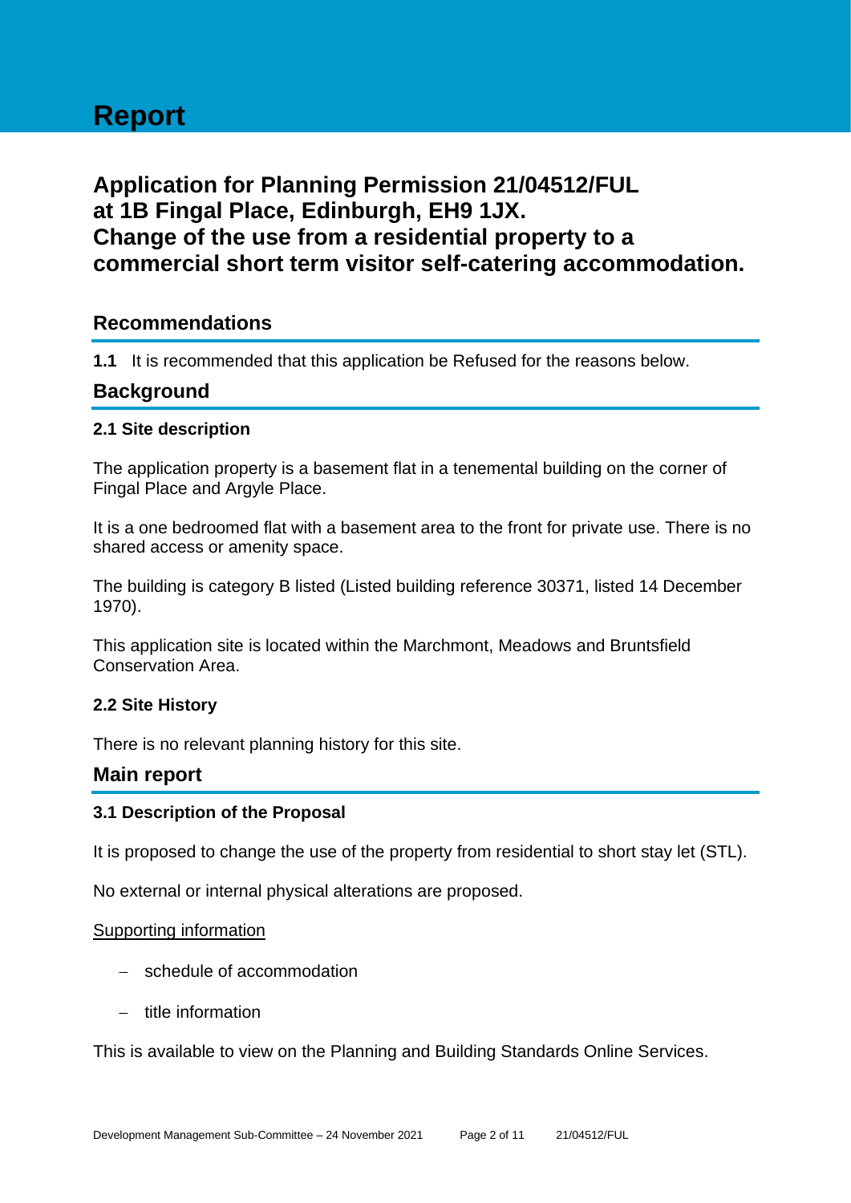# Report

## Application for Planning Permission 21/04512/FUL at 1B Fingal Place, Edinburgh, EH9 1JX. Change of the use from a residential property to a commercial short term visitor self-catering accommodation.

## Recommendations

**1.1** It is recommended that this application be Refused for the reasons below.

## Background

### 2.1 Site description

The application property is a basement flat in a tenemental building on the corner of Fingal Place and Argyle Place.

It is a one bedroomed flat with a basement area to the front for private use. There is no shared access or amenity space.

The building is category B listed (Listed building reference 30371, listed 14 December 1970).

This application site is located within the Marchmont, Meadows and Bruntsfield Conservation Area.

### 2.2 Site History

There is no relevant planning history for this site.

## Main report

### 3.1 Description of the Proposal

It is proposed to change the use of the property from residential to short stay let (STL).

No external or internal physical alterations are proposed.

Supporting information

- schedule of accommodation
- title information

This is available to view on the Planning and Building Standards Online Services.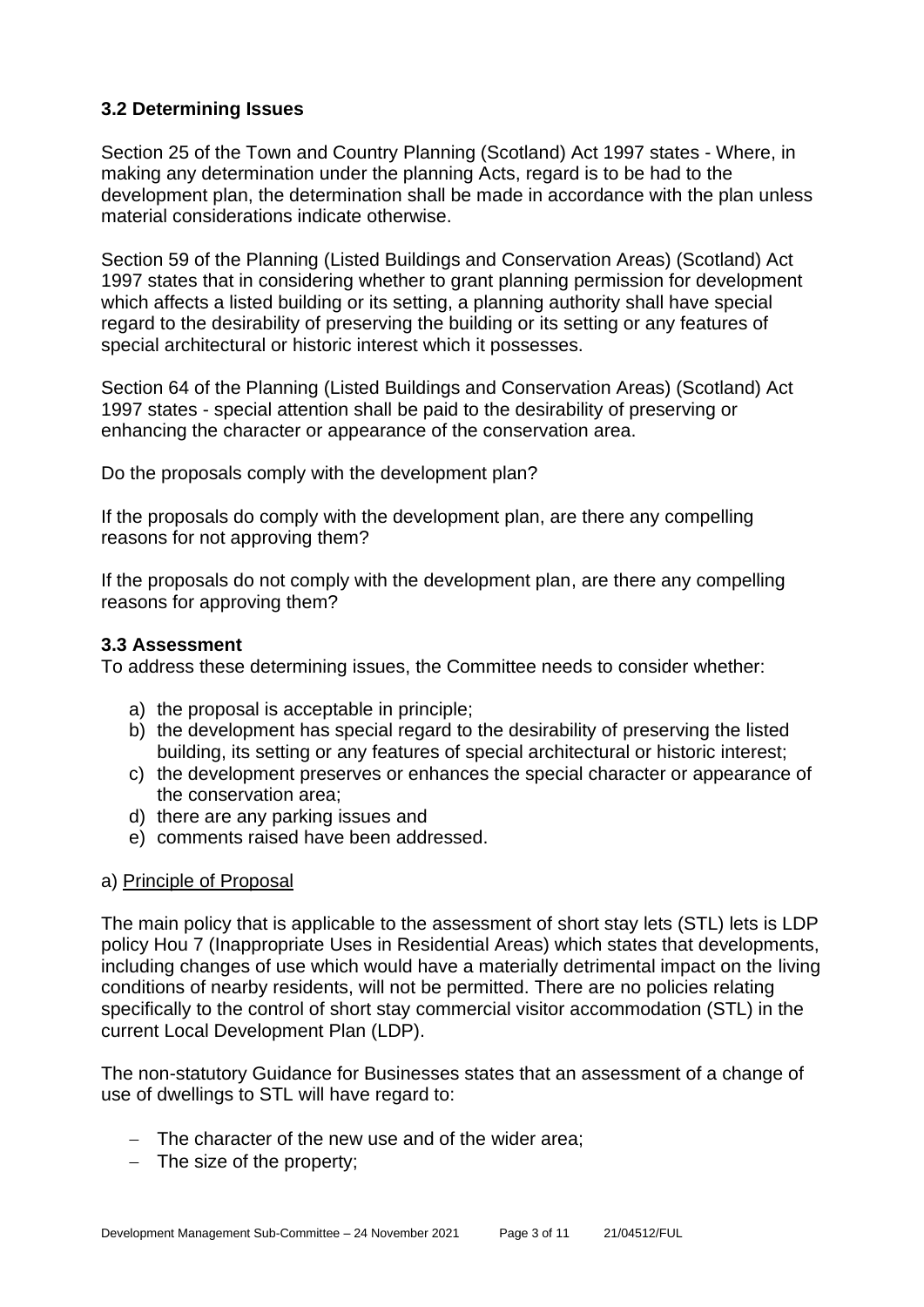### 3.2 Determining Issues

Section 25 of the Town and Country Planning (Scotland) Act 1997 states - Where, in making any determination under the planning Acts, regard is to be had to the development plan, the determination shall be made in accordance with the plan unless material considerations indicate otherwise.

Section 59 of the Planning (Listed Buildings and Conservation Areas) (Scotland) Act 1997 states that in considering whether to grant planning permission for development which affects a listed building or its setting, a planning authority shall have special regard to the desirability of preserving the building or its setting or any features of special architectural or historic interest which it possesses.

Section 64 of the Planning (Listed Buildings and Conservation Areas) (Scotland) Act 1997 states - special attention shall be paid to the desirability of preserving or enhancing the character or appearance of the conservation area.

Do the proposals comply with the development plan?

If the proposals do comply with the development plan, are there any compelling reasons for not approving them?

If the proposals do not comply with the development plan, are there any compelling reasons for approving them?

### 3.3 Assessment

To address these determining issues, the Committee needs to consider whether:

a) the proposal is acceptable in principle;
b) the development has special regard to the desirability of preserving the listed building, its setting or any features of special architectural or historic interest;
c) the development preserves or enhances the special character or appearance of the conservation area;
d) there are any parking issues and
e) comments raised have been addressed.

a) <u>Principle of Proposal</u>

The main policy that is applicable to the assessment of short stay lets (STL) lets is LDP policy Hou 7 (Inappropriate Uses in Residential Areas) which states that developments, including changes of use which would have a materially detrimental impact on the living conditions of nearby residents, will not be permitted. There are no policies relating specifically to the control of short stay commercial visitor accommodation (STL) in the current Local Development Plan (LDP).

The non-statutory Guidance for Businesses states that an assessment of a change of use of dwellings to STL will have regard to:

- The character of the new use and of the wider area;
- The size of the property;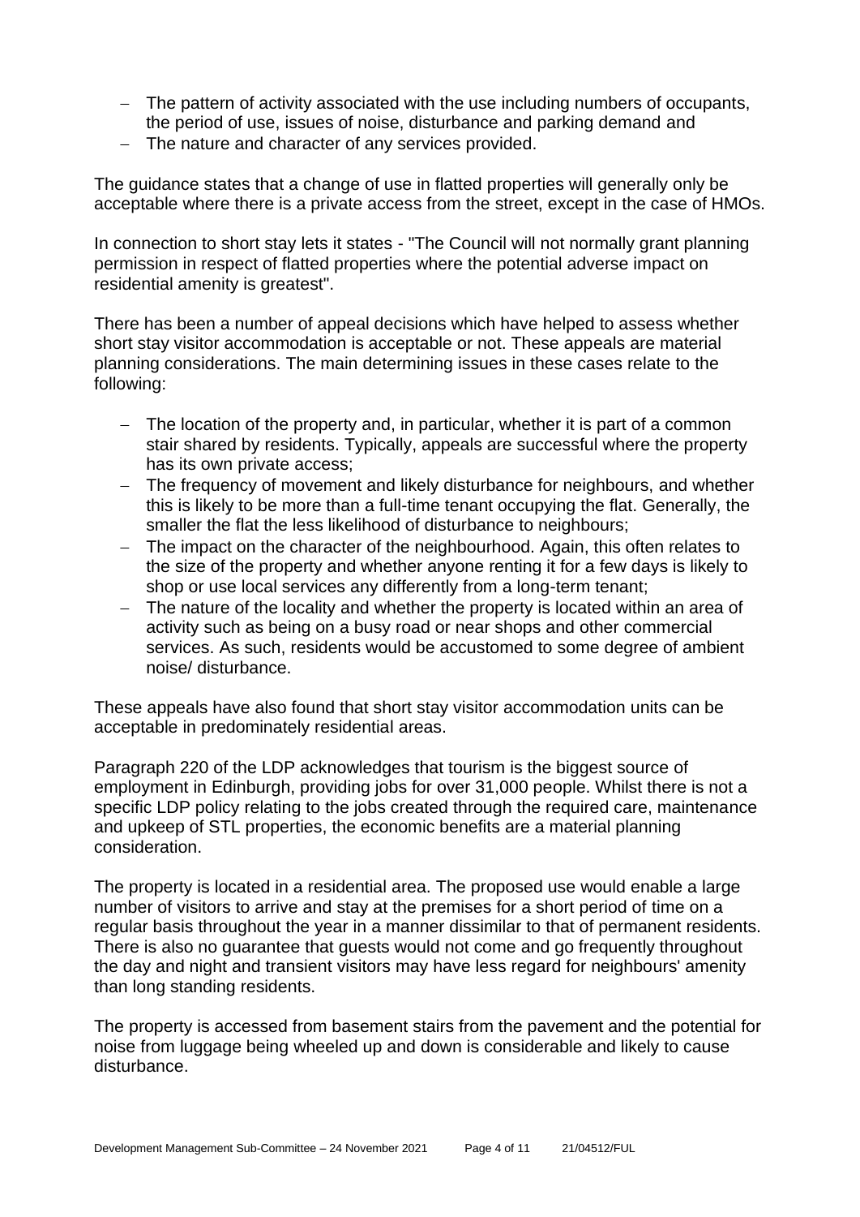- The pattern of activity associated with the use including numbers of occupants, the period of use, issues of noise, disturbance and parking demand and
- The nature and character of any services provided.

The guidance states that a change of use in flatted properties will generally only be acceptable where there is a private access from the street, except in the case of HMOs.

In connection to short stay lets it states - "The Council will not normally grant planning permission in respect of flatted properties where the potential adverse impact on residential amenity is greatest".

There has been a number of appeal decisions which have helped to assess whether short stay visitor accommodation is acceptable or not. These appeals are material planning considerations. The main determining issues in these cases relate to the following:

- The location of the property and, in particular, whether it is part of a common stair shared by residents. Typically, appeals are successful where the property has its own private access;
- The frequency of movement and likely disturbance for neighbours, and whether this is likely to be more than a full-time tenant occupying the flat. Generally, the smaller the flat the less likelihood of disturbance to neighbours;
- The impact on the character of the neighbourhood. Again, this often relates to the size of the property and whether anyone renting it for a few days is likely to shop or use local services any differently from a long-term tenant;
- The nature of the locality and whether the property is located within an area of activity such as being on a busy road or near shops and other commercial services. As such, residents would be accustomed to some degree of ambient noise/ disturbance.

These appeals have also found that short stay visitor accommodation units can be acceptable in predominately residential areas.

Paragraph 220 of the LDP acknowledges that tourism is the biggest source of employment in Edinburgh, providing jobs for over 31,000 people. Whilst there is not a specific LDP policy relating to the jobs created through the required care, maintenance and upkeep of STL properties, the economic benefits are a material planning consideration.

The property is located in a residential area. The proposed use would enable a large number of visitors to arrive and stay at the premises for a short period of time on a regular basis throughout the year in a manner dissimilar to that of permanent residents. There is also no guarantee that guests would not come and go frequently throughout the day and night and transient visitors may have less regard for neighbours' amenity than long standing residents.

The property is accessed from basement stairs from the pavement and the potential for noise from luggage being wheeled up and down is considerable and likely to cause disturbance.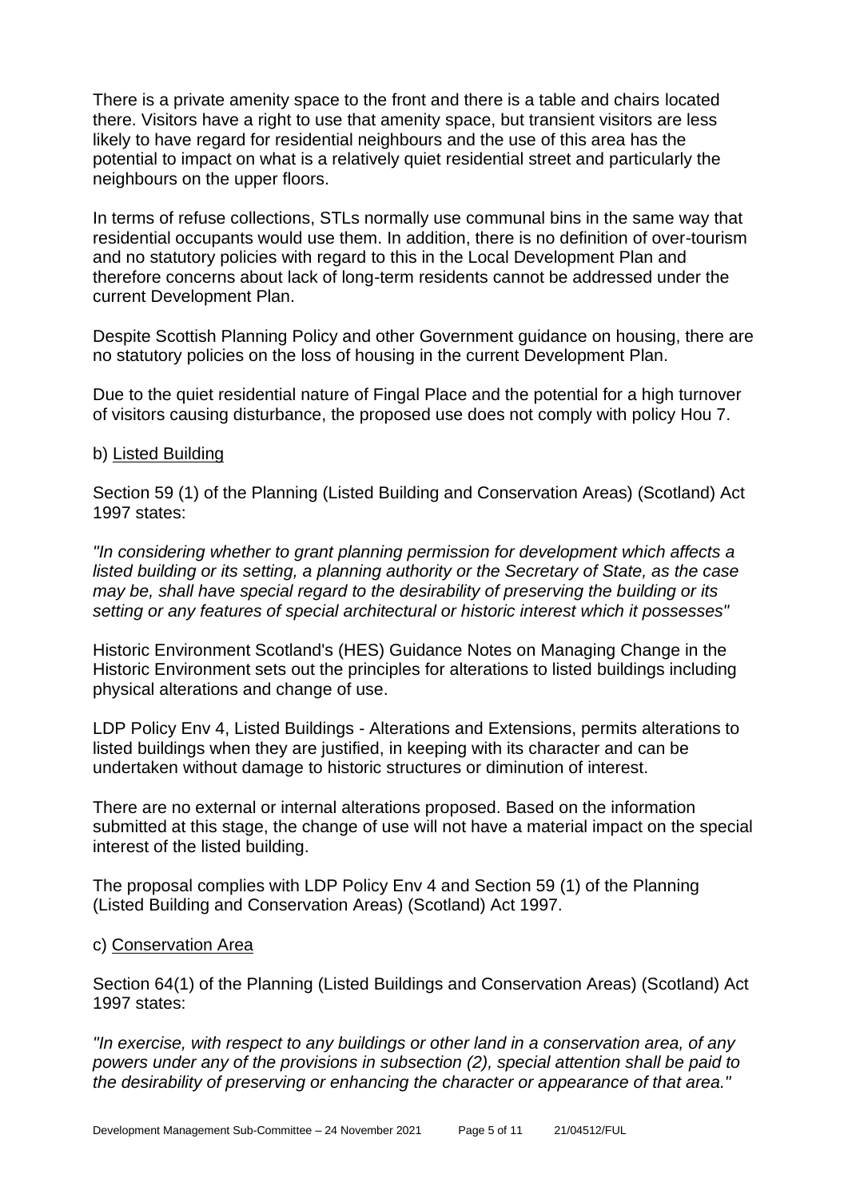There is a private amenity space to the front and there is a table and chairs located there. Visitors have a right to use that amenity space, but transient visitors are less likely to have regard for residential neighbours and the use of this area has the potential to impact on what is a relatively quiet residential street and particularly the neighbours on the upper floors.

In terms of refuse collections, STLs normally use communal bins in the same way that residential occupants would use them. In addition, there is no definition of over-tourism and no statutory policies with regard to this in the Local Development Plan and therefore concerns about lack of long-term residents cannot be addressed under the current Development Plan.

Despite Scottish Planning Policy and other Government guidance on housing, there are no statutory policies on the loss of housing in the current Development Plan.

Due to the quiet residential nature of Fingal Place and the potential for a high turnover of visitors causing disturbance, the proposed use does not comply with policy Hou 7.

b) <u>Listed Building</u>

Section 59 (1) of the Planning (Listed Building and Conservation Areas) (Scotland) Act 1997 states:

*"In considering whether to grant planning permission for development which affects a listed building or its setting, a planning authority or the Secretary of State, as the case may be, shall have special regard to the desirability of preserving the building or its setting or any features of special architectural or historic interest which it possesses"*

Historic Environment Scotland's (HES) Guidance Notes on Managing Change in the Historic Environment sets out the principles for alterations to listed buildings including physical alterations and change of use.

LDP Policy Env 4, Listed Buildings - Alterations and Extensions, permits alterations to listed buildings when they are justified, in keeping with its character and can be undertaken without damage to historic structures or diminution of interest.

There are no external or internal alterations proposed. Based on the information submitted at this stage, the change of use will not have a material impact on the special interest of the listed building.

The proposal complies with LDP Policy Env 4 and Section 59 (1) of the Planning (Listed Building and Conservation Areas) (Scotland) Act 1997.

c) <u>Conservation Area</u>

Section 64(1) of the Planning (Listed Buildings and Conservation Areas) (Scotland) Act 1997 states:

*"In exercise, with respect to any buildings or other land in a conservation area, of any powers under any of the provisions in subsection (2), special attention shall be paid to the desirability of preserving or enhancing the character or appearance of that area."*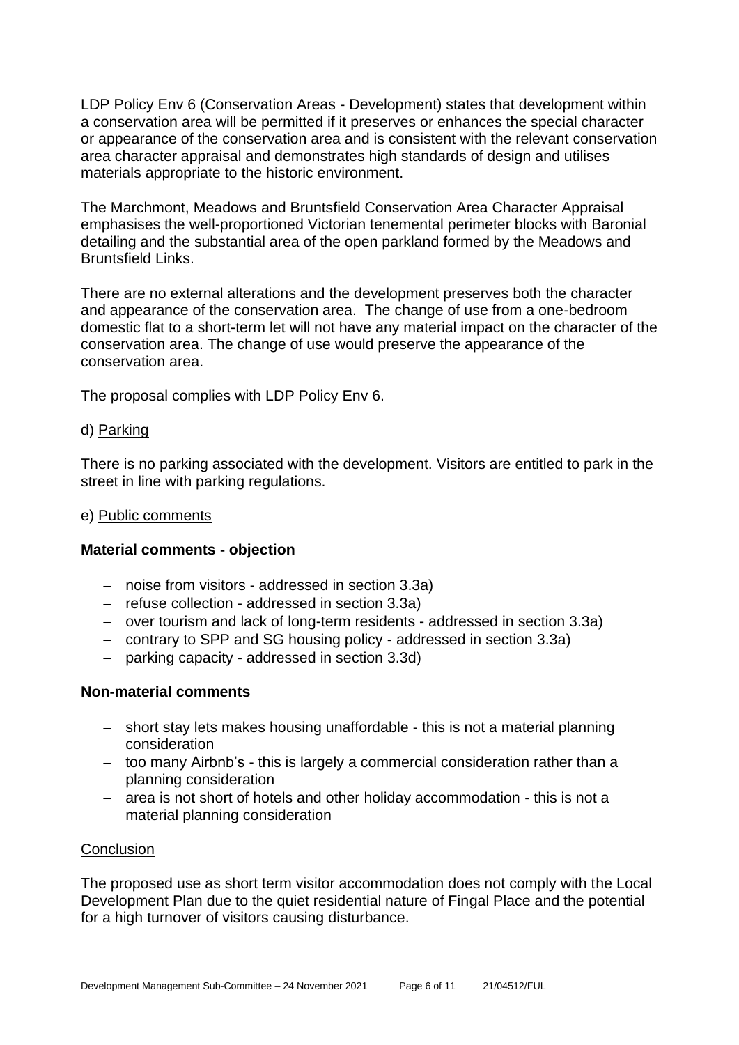LDP Policy Env 6 (Conservation Areas - Development) states that development within a conservation area will be permitted if it preserves or enhances the special character or appearance of the conservation area and is consistent with the relevant conservation area character appraisal and demonstrates high standards of design and utilises materials appropriate to the historic environment.

The Marchmont, Meadows and Bruntsfield Conservation Area Character Appraisal emphasises the well-proportioned Victorian tenemental perimeter blocks with Baronial detailing and the substantial area of the open parkland formed by the Meadows and Bruntsfield Links.

There are no external alterations and the development preserves both the character and appearance of the conservation area. The change of use from a one-bedroom domestic flat to a short-term let will not have any material impact on the character of the conservation area. The change of use would preserve the appearance of the conservation area.

The proposal complies with LDP Policy Env 6.

d) Parking

There is no parking associated with the development. Visitors are entitled to park in the street in line with parking regulations.

e) Public comments

**Material comments - objection**

- noise from visitors - addressed in section 3.3a)
- refuse collection - addressed in section 3.3a)
- over tourism and lack of long-term residents - addressed in section 3.3a)
- contrary to SPP and SG housing policy - addressed in section 3.3a)
- parking capacity - addressed in section 3.3d)

**Non-material comments**

- short stay lets makes housing unaffordable - this is not a material planning consideration
- too many Airbnb's - this is largely a commercial consideration rather than a planning consideration
- area is not short of hotels and other holiday accommodation - this is not a material planning consideration

Conclusion

The proposed use as short term visitor accommodation does not comply with the Local Development Plan due to the quiet residential nature of Fingal Place and the potential for a high turnover of visitors causing disturbance.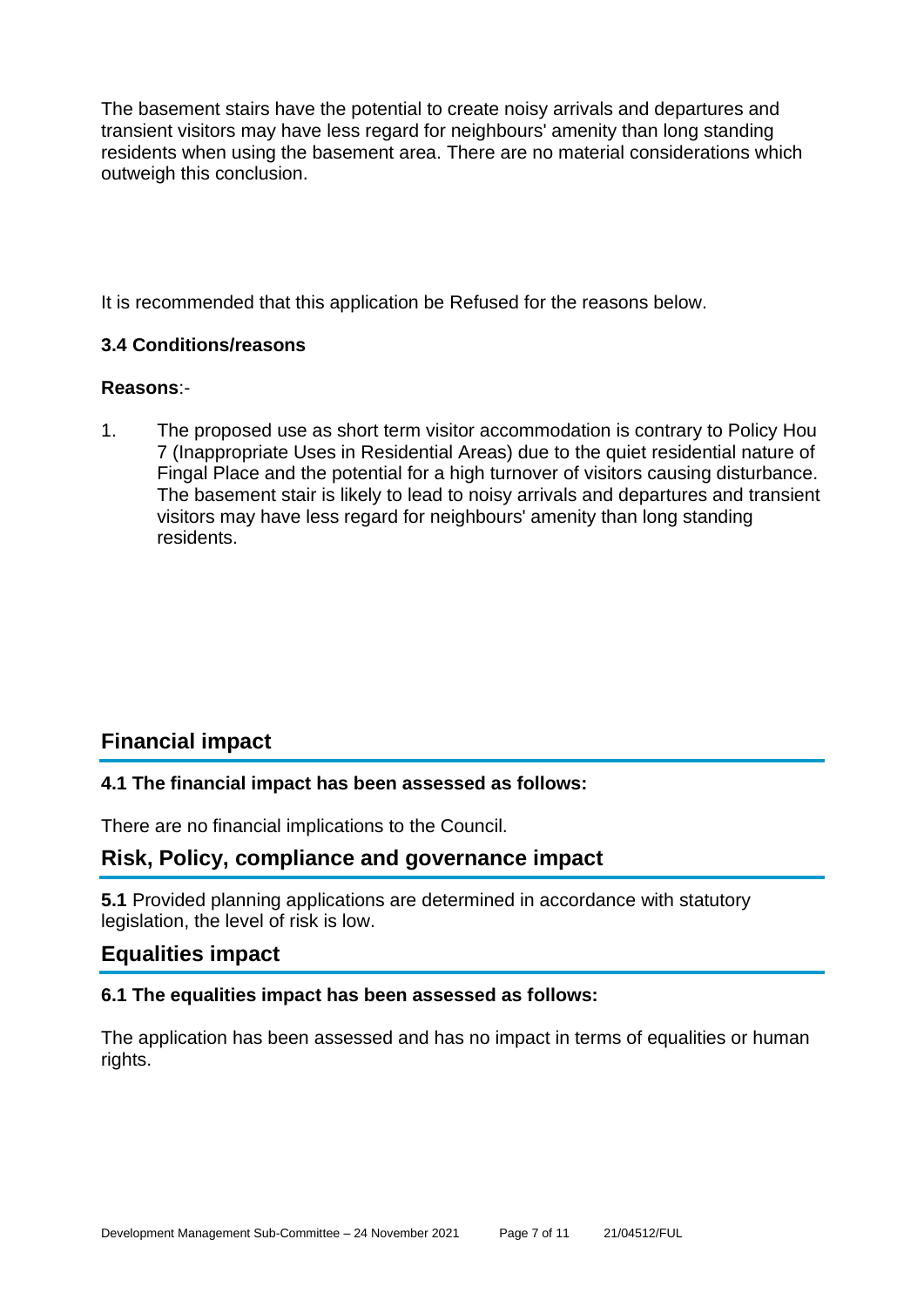The basement stairs have the potential to create noisy arrivals and departures and transient visitors may have less regard for neighbours' amenity than long standing residents when using the basement area. There are no material considerations which outweigh this conclusion.

It is recommended that this application be Refused for the reasons below.

### 3.4 Conditions/reasons

**Reasons**:-

1. The proposed use as short term visitor accommodation is contrary to Policy Hou 7 (Inappropriate Uses in Residential Areas) due to the quiet residential nature of Fingal Place and the potential for a high turnover of visitors causing disturbance. The basement stair is likely to lead to noisy arrivals and departures and transient visitors may have less regard for neighbours' amenity than long standing residents.

## Financial impact

### 4.1 The financial impact has been assessed as follows:

There are no financial implications to the Council.

## Risk, Policy, compliance and governance impact

**5.1** Provided planning applications are determined in accordance with statutory legislation, the level of risk is low.

## Equalities impact

### 6.1 The equalities impact has been assessed as follows:

The application has been assessed and has no impact in terms of equalities or human rights.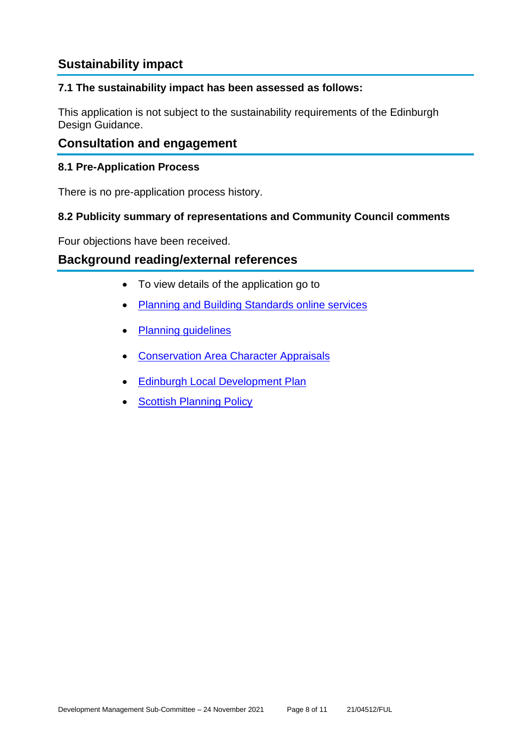## Sustainability impact

### 7.1 The sustainability impact has been assessed as follows:

This application is not subject to the sustainability requirements of the Edinburgh Design Guidance.

## Consultation and engagement

### 8.1 Pre-Application Process

There is no pre-application process history.

### 8.2 Publicity summary of representations and Community Council comments

Four objections have been received.

## Background reading/external references

- To view details of the application go to
- Planning and Building Standards online services
- Planning guidelines
- Conservation Area Character Appraisals
- Edinburgh Local Development Plan
- Scottish Planning Policy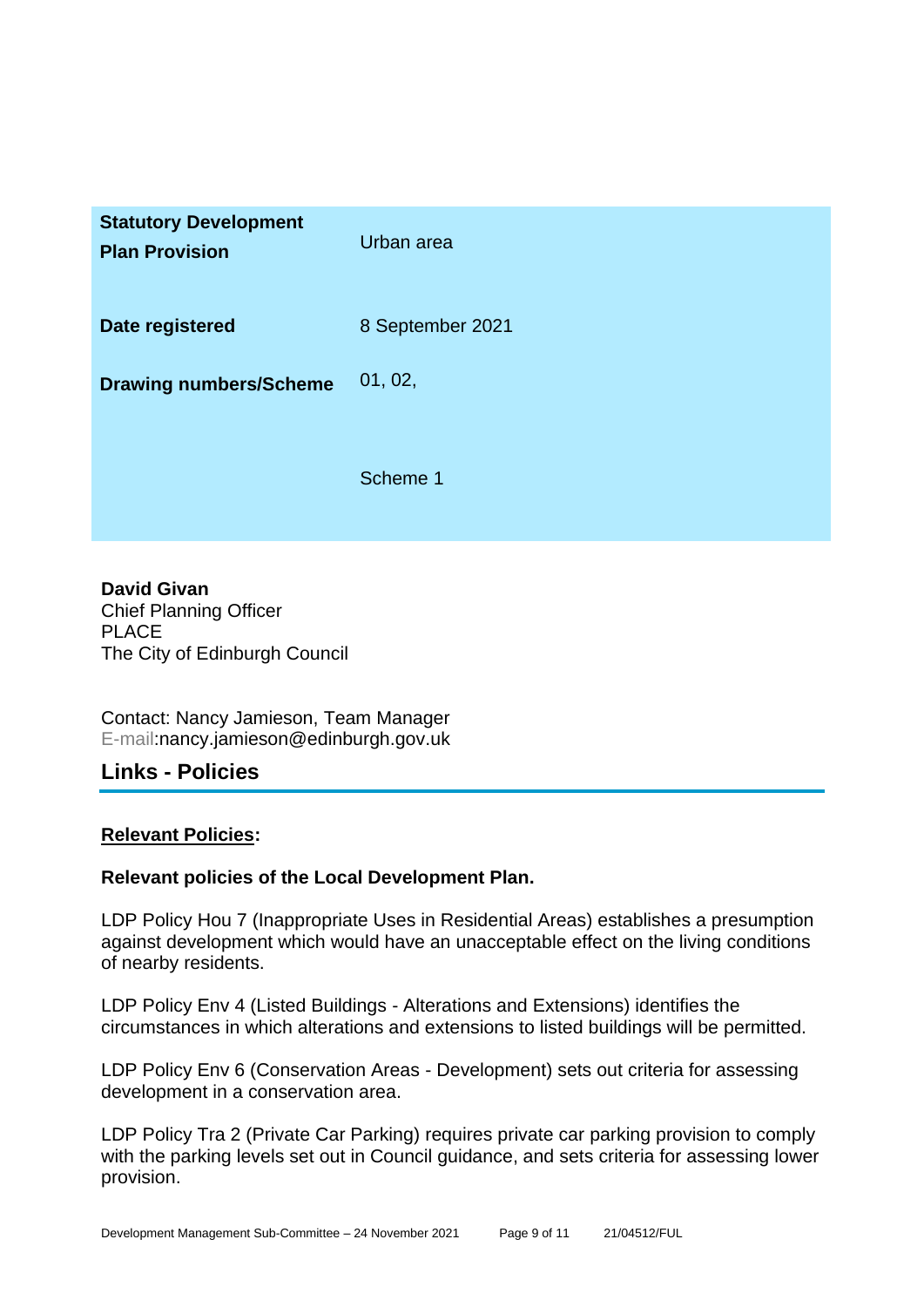| | |
|---|---|
| **Statutory Development Plan Provision** | Urban area |
| **Date registered** | 8 September 2021 |
| **Drawing numbers/Scheme** | 01, 02,<br><br>Scheme 1 |

**David Givan**
Chief Planning Officer
PLACE
The City of Edinburgh Council

Contact: Nancy Jamieson, Team Manager
E-mail:nancy.jamieson@edinburgh.gov.uk

## Links - Policies

**Relevant Policies:**

**Relevant policies of the Local Development Plan.**

LDP Policy Hou 7 (Inappropriate Uses in Residential Areas) establishes a presumption against development which would have an unacceptable effect on the living conditions of nearby residents.

LDP Policy Env 4 (Listed Buildings - Alterations and Extensions) identifies the circumstances in which alterations and extensions to listed buildings will be permitted.

LDP Policy Env 6 (Conservation Areas - Development) sets out criteria for assessing development in a conservation area.

LDP Policy Tra 2 (Private Car Parking) requires private car parking provision to comply with the parking levels set out in Council guidance, and sets criteria for assessing lower provision.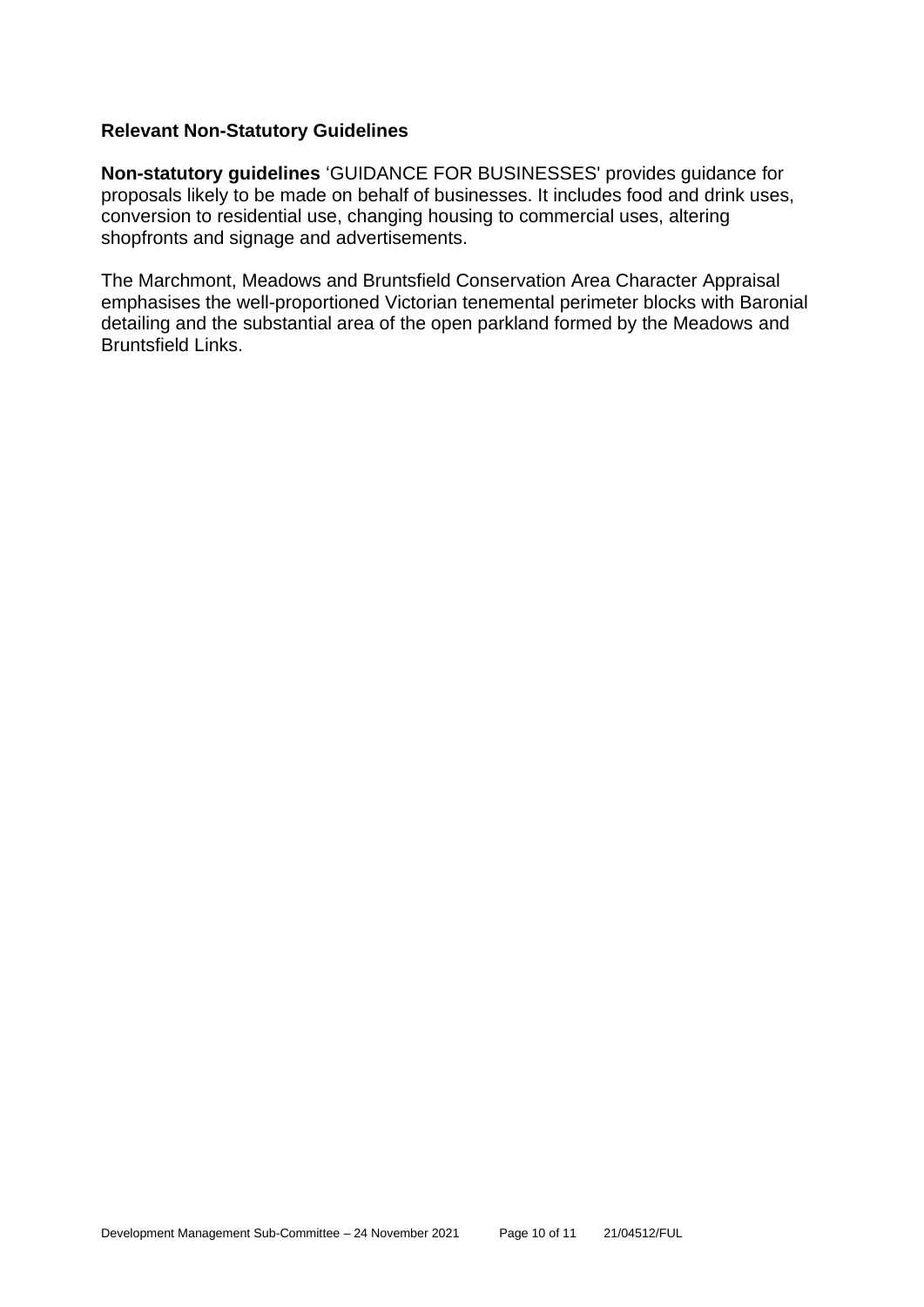**Relevant Non-Statutory Guidelines**

**Non-statutory guidelines** 'GUIDANCE FOR BUSINESSES' provides guidance for proposals likely to be made on behalf of businesses. It includes food and drink uses, conversion to residential use, changing housing to commercial uses, altering shopfronts and signage and advertisements.

The Marchmont, Meadows and Bruntsfield Conservation Area Character Appraisal emphasises the well-proportioned Victorian tenemental perimeter blocks with Baronial detailing and the substantial area of the open parkland formed by the Meadows and Bruntsfield Links.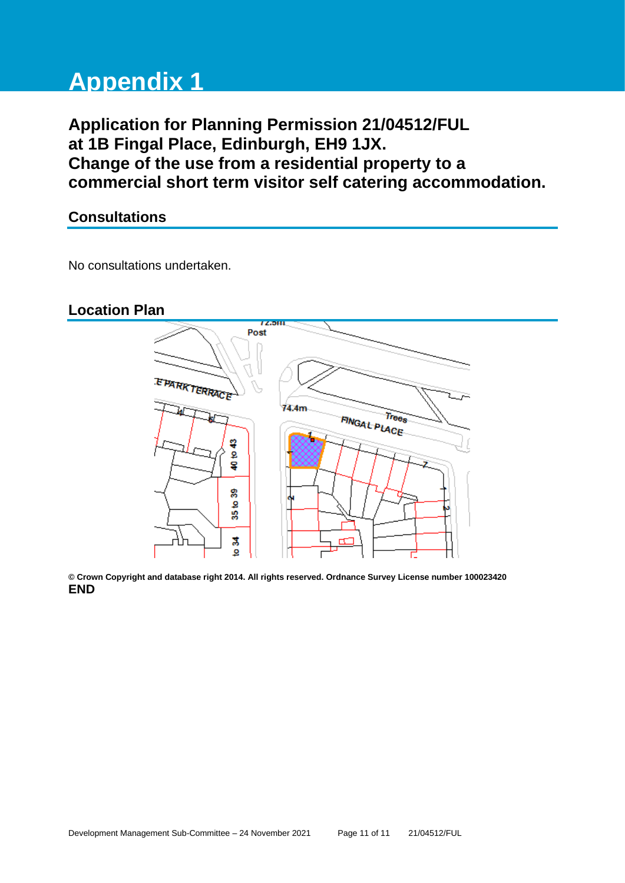# Appendix 1

## Application for Planning Permission 21/04512/FUL at 1B Fingal Place, Edinburgh, EH9 1JX. Change of the use from a residential property to a commercial short term visitor self catering accommodation.

### Consultations

No consultations undertaken.

### Location Plan

72.5m
Post
E PARK TERRACE
74.4m
Trees
FINGAL PLACE
40 to 43
35 to 39
to 34

**© Crown Copyright and database right 2014. All rights reserved. Ordnance Survey License number 100023420**

**END**